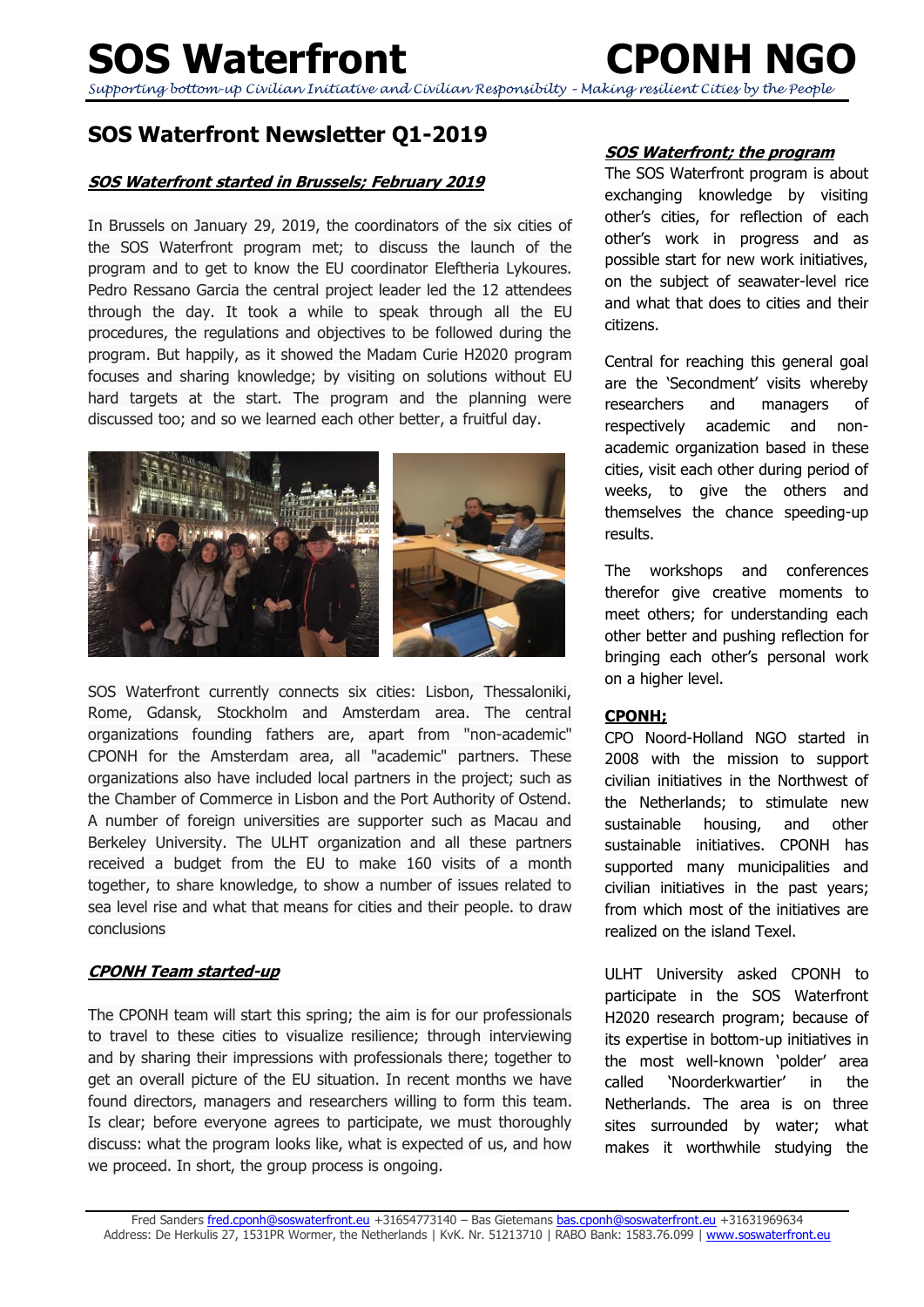# SOS Waterfront CPONH NGO

*Supporting bottom-up Civilian Initiative and Civilian Responsibilty – Making resilient Cities by the People*

## SOS Waterfront Newsletter Q1-2019

### *SOS Waterfront started in Brussels; February 2019*

In Brussels on January 29, 2019, the coordinators of the six cities of the SOS Waterfront program met; to discuss the launch of the program and to get to know the EU coordinator Eleftheria Lykoures. Pedro Ressano Garcia the central project leader led the 12 attendees through the day. It took a while to speak through all the EU procedures, the regulations and objectives to be followed during the program. But happily, as it showed the Madam Curie H2020 program focuses and sharing knowledge; by visiting on solutions without EU hard targets at the start. The program and the planning were discussed too; and so we learned each other better, a fruitful day.

SOS Waterfront currently connects six cities: Lisbon, Thessaloniki, Rome, Gdansk, Stockholm and Amsterdam area. The central organizations founding fathers are, apart from "non-academic" CPONH for the Amsterdam area, all "academic" partners. These organizations also have included local partners in the project; such as the Chamber of Commerce in Lisbon and the Port Authority of Ostend. A number of foreign universities are supporter such as Macau and Berkeley University. The ULHT organization and all these partners received a budget from the EU to make 160 visits of a month together, to share knowledge, to show a number of issues related to sea level rise and what that means for cities and their people. to draw conclusions

### *CPONH Team started-up*

The CPONH team will start this spring; the aim is for our professionals to travel to these cities to visualize resilience; through interviewing and by sharing their impressions with professionals there; together to get an overall picture of the EU situation. In recent months we have found directors, managers and researchers willing to form this team. Is clear; before everyone agrees to participate, we must thoroughly discuss: what the program looks like, what is expected of us, and how we proceed. In short, the group process is ongoing.

### *SOS Waterfront; the program*

The SOS Waterfront program is about exchanging knowledge by visiting other's cities, for reflection of each other's work in progress and as possible start for new work initiatives, on the subject of seawater-level rice and what that does to cities and their citizens.

Central for reaching this general goal are the 'Secondment' visits whereby researchers and managers of respectively academic and non-academic organization based in these cities, visit each other during period of weeks, to give the others and themselves the chance speeding-up results.

The workshops and conferences therefor give creative moments to meet others; for understanding each other better and pushing reflection for bringing each other's personal work on a higher level.

### CPONH;

CPO Noord-Holland NGO started in 2008 with the mission to support civilian initiatives in the Northwest of the Netherlands; to stimulate new sustainable housing, and other sustainable initiatives. CPONH has supported many municipalities and civilian initiatives in the past years; from which most of the initiatives are realized on the island Texel.

ULHT University asked CPONH to participate in the SOS Waterfront H2020 research program; because of its expertise in bottom-up initiatives in the most well-known 'polder' area called 'Noorderkwartier' in the Netherlands. The area is on three sites surrounded by water; what makes it worthwhile studying the

Fred Sanders fred.cponh@soswaterfront.eu +31654773140 – Bas Gietemans bas.cponh@soswaterfront.eu +31631969634
Address: De Herkulis 27, 1531PR Wormer, the Netherlands | KvK. Nr. 51213710 | RABO Bank: 1583.76.099 | www.soswaterfront.eu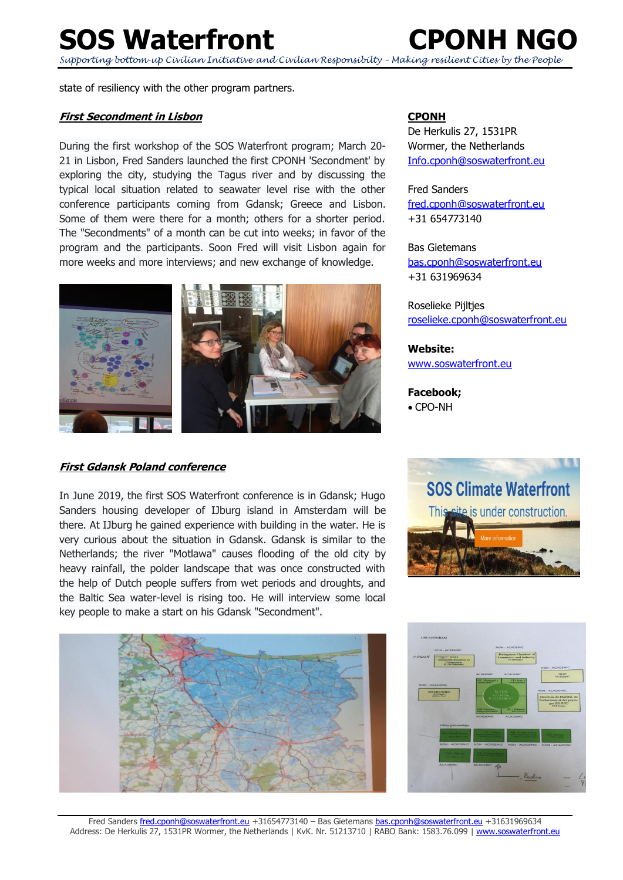state of resiliency with the other program partners.

***First Secondment in Lisbon***

During the first workshop of the SOS Waterfront program; March 20-21 in Lisbon, Fred Sanders launched the first CPONH 'Secondment' by exploring the city, studying the Tagus river and by discussing the typical local situation related to seawater level rise with the other conference participants coming from Gdansk; Greece and Lisbon. Some of them were there for a month; others for a shorter period. The "Secondments" of a month can be cut into weeks; in favor of the program and the participants. Soon Fred will visit Lisbon again for more weeks and more interviews; and new exchange of knowledge.

***First Gdansk Poland conference***

In June 2019, the first SOS Waterfront conference is in Gdansk; Hugo Sanders housing developer of IJburg island in Amsterdam will be there. At IJburg he gained experience with building in the water. He is very curious about the situation in Gdansk. Gdansk is similar to the Netherlands; the river "Motlawa" causes flooding of the old city by heavy rainfall, the polder landscape that was once constructed with the help of Dutch people suffers from wet periods and droughts, and the Baltic Sea water-level is rising too. He will interview some local key people to make a start on his Gdansk "Secondment".

**CPONH**
De Herkulis 27, 1531PR
Wormer, the Netherlands
Info.cponh@soswaterfront.eu

Fred Sanders
fred.cponh@soswaterfront.eu
+31 654773140

Bas Gietemans
bas.cponh@soswaterfront.eu
+31 631969634

Roselieke Pijltjes
roselieke.cponh@soswaterfront.eu

**Website:**
www.soswaterfront.eu

**Facebook;**
- CPO-NH

SOS Climate Waterfront
This site is under construction.
More information